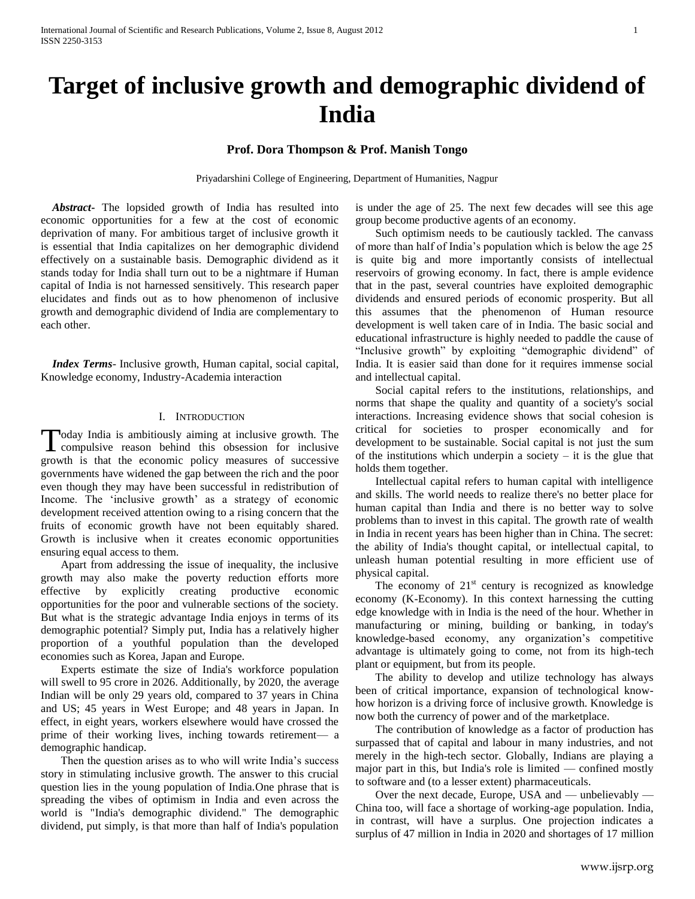# Target of inclusive growth and demographic dividend of India

**Prof. Dora Thompson & Prof. Manish Tongo**

Priyadarshini College of Engineering, Department of Humanities, Nagpur

***Abstract***- The lopsided growth of India has resulted into economic opportunities for a few at the cost of economic deprivation of many. For ambitious target of inclusive growth it is essential that India capitalizes on her demographic dividend effectively on a sustainable basis. Demographic dividend as it stands today for India shall turn out to be a nightmare if Human capital of India is not harnessed sensitively. This research paper elucidates and finds out as to how phenomenon of inclusive growth and demographic dividend of India are complementary to each other.

***Index Terms***- Inclusive growth, Human capital, social capital, Knowledge economy, Industry-Academia interaction

## I. Introduction

Today India is ambitiously aiming at inclusive growth. The compulsive reason behind this obsession for inclusive growth is that the economic policy measures of successive governments have widened the gap between the rich and the poor even though they may have been successful in redistribution of Income. The 'inclusive growth' as a strategy of economic development received attention owing to a rising concern that the fruits of economic growth have not been equitably shared. Growth is inclusive when it creates economic opportunities ensuring equal access to them.

Apart from addressing the issue of inequality, the inclusive growth may also make the poverty reduction efforts more effective by explicitly creating productive economic opportunities for the poor and vulnerable sections of the society. But what is the strategic advantage India enjoys in terms of its demographic potential? Simply put, India has a relatively higher proportion of a youthful population than the developed economies such as Korea, Japan and Europe.

Experts estimate the size of India's workforce population will swell to 95 crore in 2026. Additionally, by 2020, the average Indian will be only 29 years old, compared to 37 years in China and US; 45 years in West Europe; and 48 years in Japan. In effect, in eight years, workers elsewhere would have crossed the prime of their working lives, inching towards retirement— a demographic handicap.

Then the question arises as to who will write India's success story in stimulating inclusive growth. The answer to this crucial question lies in the young population of India.One phrase that is spreading the vibes of optimism in India and even across the world is "India's demographic dividend." The demographic dividend, put simply, is that more than half of India's population is under the age of 25. The next few decades will see this age group become productive agents of an economy.

Such optimism needs to be cautiously tackled. The canvass of more than half of India's population which is below the age 25 is quite big and more importantly consists of intellectual reservoirs of growing economy. In fact, there is ample evidence that in the past, several countries have exploited demographic dividends and ensured periods of economic prosperity. But all this assumes that the phenomenon of Human resource development is well taken care of in India. The basic social and educational infrastructure is highly needed to paddle the cause of "Inclusive growth" by exploiting "demographic dividend" of India. It is easier said than done for it requires immense social and intellectual capital.

Social capital refers to the institutions, relationships, and norms that shape the quality and quantity of a society's social interactions. Increasing evidence shows that social cohesion is critical for societies to prosper economically and for development to be sustainable. Social capital is not just the sum of the institutions which underpin a society – it is the glue that holds them together.

Intellectual capital refers to human capital with intelligence and skills. The world needs to realize there's no better place for human capital than India and there is no better way to solve problems than to invest in this capital. The growth rate of wealth in India in recent years has been higher than in China. The secret: the ability of India's thought capital, or intellectual capital, to unleash human potential resulting in more efficient use of physical capital.

The economy of 21st century is recognized as knowledge economy (K-Economy). In this context harnessing the cutting edge knowledge with in India is the need of the hour. Whether in manufacturing or mining, building or banking, in today's knowledge-based economy, any organization's competitive advantage is ultimately going to come, not from its high-tech plant or equipment, but from its people.

The ability to develop and utilize technology has always been of critical importance, expansion of technological know-how horizon is a driving force of inclusive growth. Knowledge is now both the currency of power and of the marketplace.

The contribution of knowledge as a factor of production has surpassed that of capital and labour in many industries, and not merely in the high-tech sector. Globally, Indians are playing a major part in this, but India's role is limited — confined mostly to software and (to a lesser extent) pharmaceuticals.

Over the next decade, Europe, USA and — unbelievably — China too, will face a shortage of working-age population. India, in contrast, will have a surplus. One projection indicates a surplus of 47 million in India in 2020 and shortages of 17 million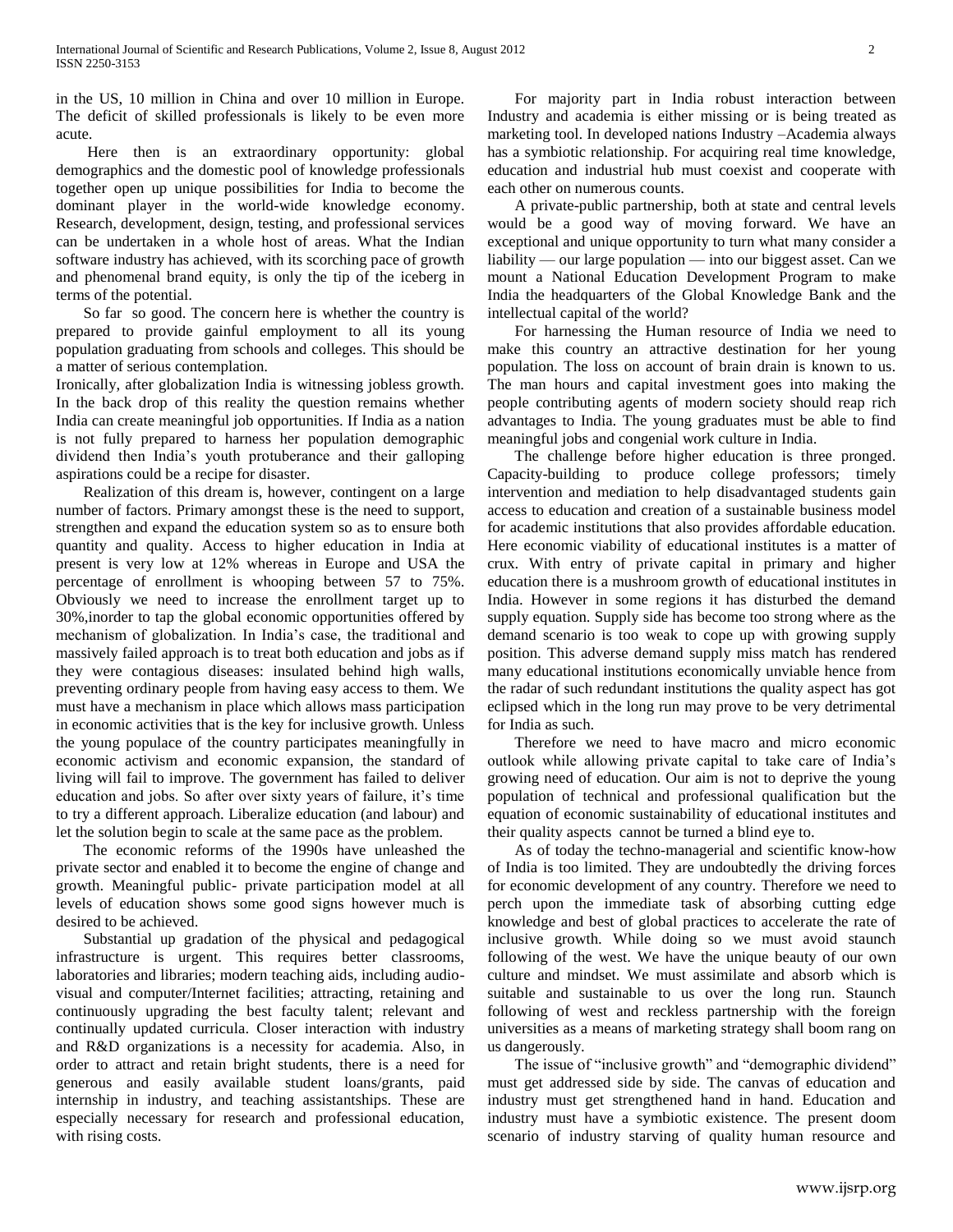in the US, 10 million in China and over 10 million in Europe. The deficit of skilled professionals is likely to be even more acute.

Here then is an extraordinary opportunity: global demographics and the domestic pool of knowledge professionals together open up unique possibilities for India to become the dominant player in the world-wide knowledge economy. Research, development, design, testing, and professional services can be undertaken in a whole host of areas. What the Indian software industry has achieved, with its scorching pace of growth and phenomenal brand equity, is only the tip of the iceberg in terms of the potential.

So far so good. The concern here is whether the country is prepared to provide gainful employment to all its young population graduating from schools and colleges. This should be a matter of serious contemplation.

Ironically, after globalization India is witnessing jobless growth. In the back drop of this reality the question remains whether India can create meaningful job opportunities. If India as a nation is not fully prepared to harness her population demographic dividend then India's youth protuberance and their galloping aspirations could be a recipe for disaster.

Realization of this dream is, however, contingent on a large number of factors. Primary amongst these is the need to support, strengthen and expand the education system so as to ensure both quantity and quality. Access to higher education in India at present is very low at 12% whereas in Europe and USA the percentage of enrollment is whooping between 57 to 75%. Obviously we need to increase the enrollment target up to 30%,inorder to tap the global economic opportunities offered by mechanism of globalization. In India's case, the traditional and massively failed approach is to treat both education and jobs as if they were contagious diseases: insulated behind high walls, preventing ordinary people from having easy access to them. We must have a mechanism in place which allows mass participation in economic activities that is the key for inclusive growth. Unless the young populace of the country participates meaningfully in economic activism and economic expansion, the standard of living will fail to improve. The government has failed to deliver education and jobs. So after over sixty years of failure, it's time to try a different approach. Liberalize education (and labour) and let the solution begin to scale at the same pace as the problem.

The economic reforms of the 1990s have unleashed the private sector and enabled it to become the engine of change and growth. Meaningful public- private participation model at all levels of education shows some good signs however much is desired to be achieved.

Substantial up gradation of the physical and pedagogical infrastructure is urgent. This requires better classrooms, laboratories and libraries; modern teaching aids, including audio-visual and computer/Internet facilities; attracting, retaining and continuously upgrading the best faculty talent; relevant and continually updated curricula. Closer interaction with industry and R&D organizations is a necessity for academia. Also, in order to attract and retain bright students, there is a need for generous and easily available student loans/grants, paid internship in industry, and teaching assistantships. These are especially necessary for research and professional education, with rising costs.

For majority part in India robust interaction between Industry and academia is either missing or is being treated as marketing tool. In developed nations Industry –Academia always has a symbiotic relationship. For acquiring real time knowledge, education and industrial hub must coexist and cooperate with each other on numerous counts.

A private-public partnership, both at state and central levels would be a good way of moving forward. We have an exceptional and unique opportunity to turn what many consider a liability — our large population — into our biggest asset. Can we mount a National Education Development Program to make India the headquarters of the Global Knowledge Bank and the intellectual capital of the world?

For harnessing the Human resource of India we need to make this country an attractive destination for her young population. The loss on account of brain drain is known to us. The man hours and capital investment goes into making the people contributing agents of modern society should reap rich advantages to India. The young graduates must be able to find meaningful jobs and congenial work culture in India.

The challenge before higher education is three pronged. Capacity-building to produce college professors; timely intervention and mediation to help disadvantaged students gain access to education and creation of a sustainable business model for academic institutions that also provides affordable education. Here economic viability of educational institutes is a matter of crux. With entry of private capital in primary and higher education there is a mushroom growth of educational institutes in India. However in some regions it has disturbed the demand supply equation. Supply side has become too strong where as the demand scenario is too weak to cope up with growing supply position. This adverse demand supply miss match has rendered many educational institutions economically unviable hence from the radar of such redundant institutions the quality aspect has got eclipsed which in the long run may prove to be very detrimental for India as such.

Therefore we need to have macro and micro economic outlook while allowing private capital to take care of India's growing need of education. Our aim is not to deprive the young population of technical and professional qualification but the equation of economic sustainability of educational institutes and their quality aspects cannot be turned a blind eye to.

As of today the techno-managerial and scientific know-how of India is too limited. They are undoubtedly the driving forces for economic development of any country. Therefore we need to perch upon the immediate task of absorbing cutting edge knowledge and best of global practices to accelerate the rate of inclusive growth. While doing so we must avoid staunch following of the west. We have the unique beauty of our own culture and mindset. We must assimilate and absorb which is suitable and sustainable to us over the long run. Staunch following of west and reckless partnership with the foreign universities as a means of marketing strategy shall boom rang on us dangerously.

The issue of "inclusive growth" and "demographic dividend" must get addressed side by side. The canvas of education and industry must get strengthened hand in hand. Education and industry must have a symbiotic existence. The present doom scenario of industry starving of quality human resource and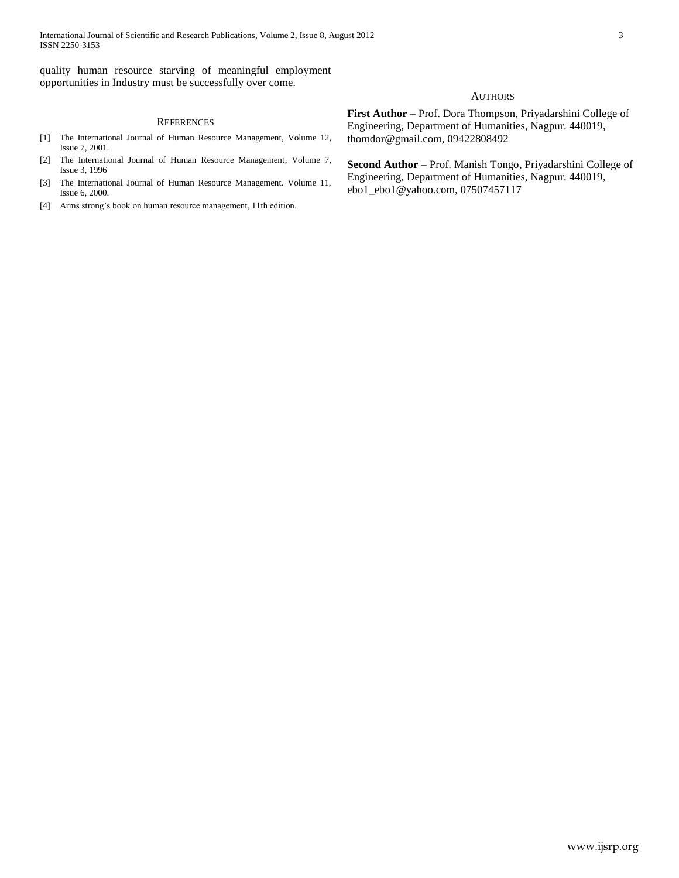quality human resource starving of meaningful employment opportunities in Industry must be successfully over come.

## References

[1] The International Journal of Human Resource Management, Volume 12, Issue 7, 2001.

[2] The International Journal of Human Resource Management, Volume 7, Issue 3, 1996

[3] The International Journal of Human Resource Management. Volume 11, Issue 6, 2000.

[4] Arms strong's book on human resource management, 11th edition.

## Authors

**First Author** – Prof. Dora Thompson, Priyadarshini College of Engineering, Department of Humanities, Nagpur. 440019, thomdor@gmail.com, 09422808492

**Second Author** – Prof. Manish Tongo, Priyadarshini College of Engineering, Department of Humanities, Nagpur. 440019, ebo1_ebo1@yahoo.com, 07507457117